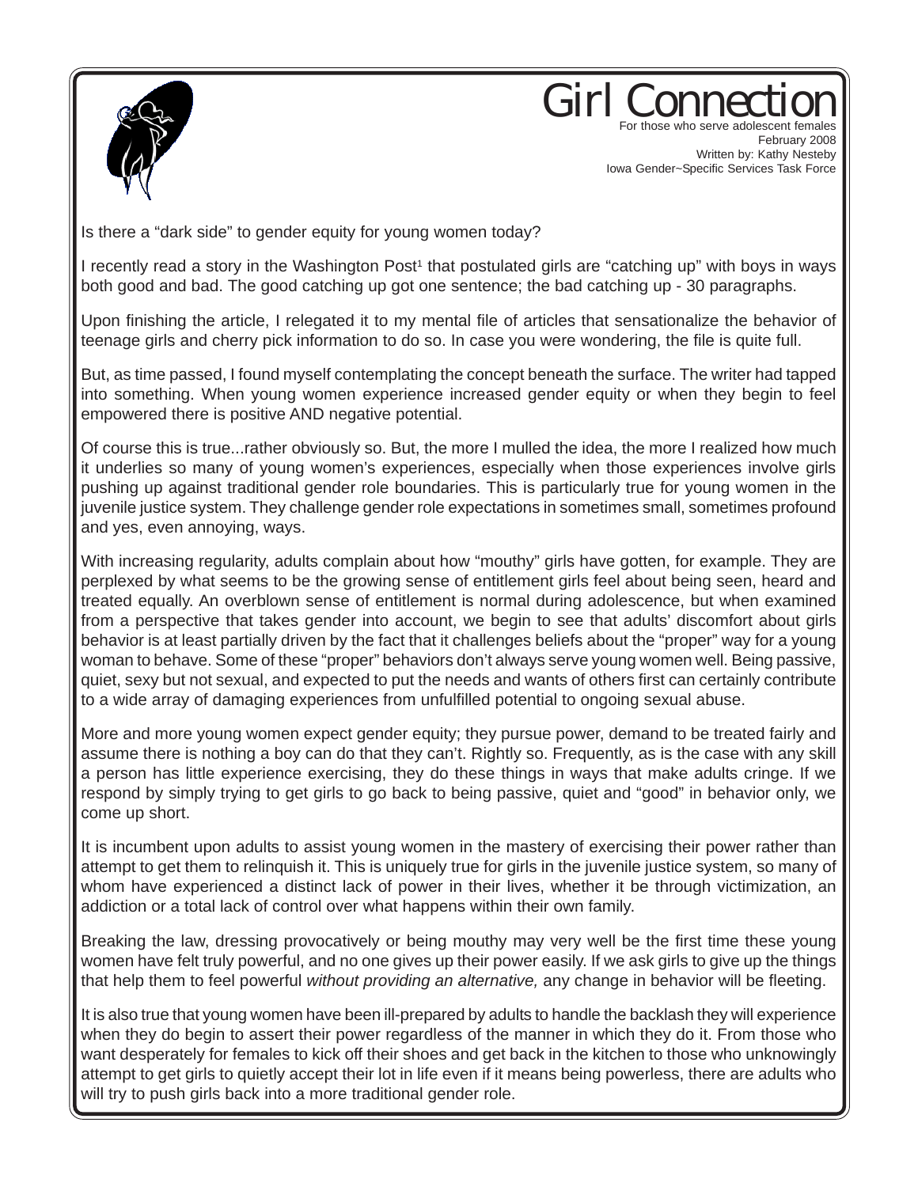# Girl Connection

For those who serve adolescent females
February 2008
Written by: Kathy Nesteby
Iowa Gender~Specific Services Task Force

Is there a "dark side" to gender equity for young women today?

I recently read a story in the Washington Post[1] that postulated girls are "catching up" with boys in ways both good and bad. The good catching up got one sentence; the bad catching up - 30 paragraphs.

Upon finishing the article, I relegated it to my mental file of articles that sensationalize the behavior of teenage girls and cherry pick information to do so. In case you were wondering, the file is quite full.

But, as time passed, I found myself contemplating the concept beneath the surface. The writer had tapped into something. When young women experience increased gender equity or when they begin to feel empowered there is positive AND negative potential.

Of course this is true...rather obviously so. But, the more I mulled the idea, the more I realized how much it underlies so many of young women's experiences, especially when those experiences involve girls pushing up against traditional gender role boundaries. This is particularly true for young women in the juvenile justice system. They challenge gender role expectations in sometimes small, sometimes profound and yes, even annoying, ways.

With increasing regularity, adults complain about how "mouthy" girls have gotten, for example. They are perplexed by what seems to be the growing sense of entitlement girls feel about being seen, heard and treated equally. An overblown sense of entitlement is normal during adolescence, but when examined from a perspective that takes gender into account, we begin to see that adults' discomfort about girls behavior is at least partially driven by the fact that it challenges beliefs about the "proper" way for a young woman to behave. Some of these "proper" behaviors don't always serve young women well. Being passive, quiet, sexy but not sexual, and expected to put the needs and wants of others first can certainly contribute to a wide array of damaging experiences from unfulfilled potential to ongoing sexual abuse.

More and more young women expect gender equity; they pursue power, demand to be treated fairly and assume there is nothing a boy can do that they can't. Rightly so. Frequently, as is the case with any skill a person has little experience exercising, they do these things in ways that make adults cringe. If we respond by simply trying to get girls to go back to being passive, quiet and "good" in behavior only, we come up short.

It is incumbent upon adults to assist young women in the mastery of exercising their power rather than attempt to get them to relinquish it. This is uniquely true for girls in the juvenile justice system, so many of whom have experienced a distinct lack of power in their lives, whether it be through victimization, an addiction or a total lack of control over what happens within their own family.

Breaking the law, dressing provocatively or being mouthy may very well be the first time these young women have felt truly powerful, and no one gives up their power easily. If we ask girls to give up the things that help them to feel powerful *without providing an alternative,* any change in behavior will be fleeting.

It is also true that young women have been ill-prepared by adults to handle the backlash they will experience when they do begin to assert their power regardless of the manner in which they do it. From those who want desperately for females to kick off their shoes and get back in the kitchen to those who unknowingly attempt to get girls to quietly accept their lot in life even if it means being powerless, there are adults who will try to push girls back into a more traditional gender role.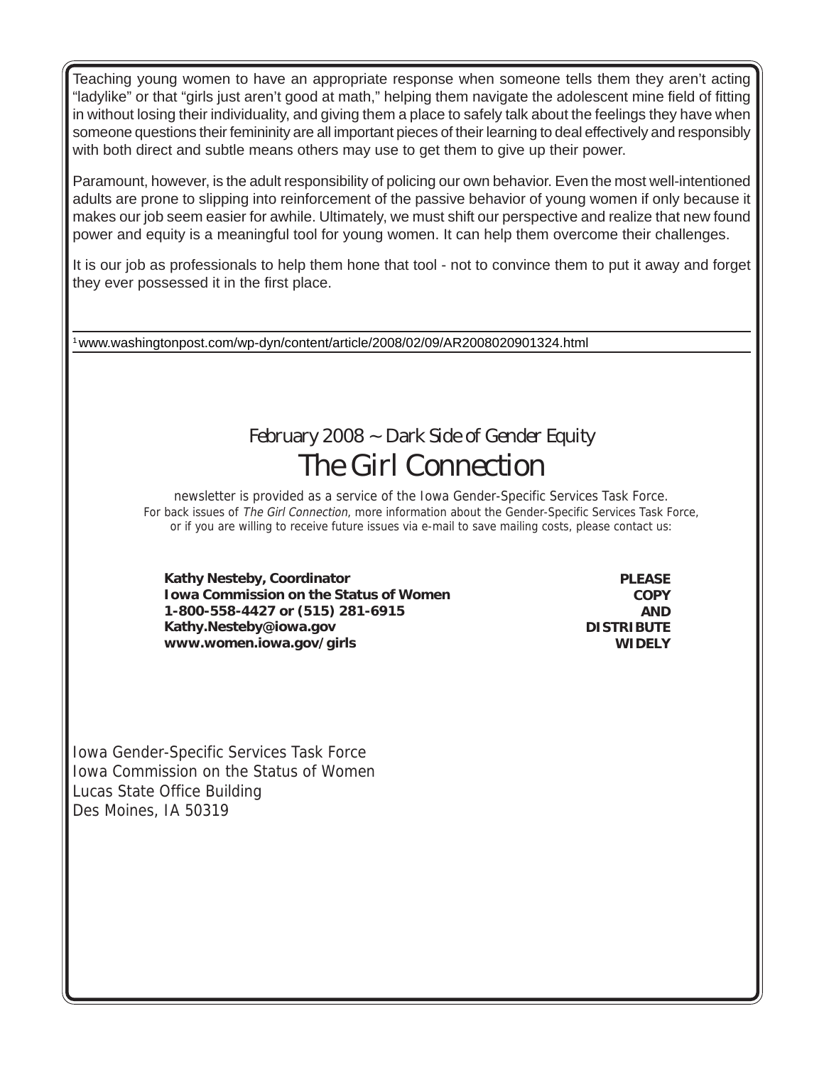Teaching young women to have an appropriate response when someone tells them they aren't acting "ladylike" or that "girls just aren't good at math," helping them navigate the adolescent mine field of fitting in without losing their individuality, and giving them a place to safely talk about the feelings they have when someone questions their femininity are all important pieces of their learning to deal effectively and responsibly with both direct and subtle means others may use to get them to give up their power.

Paramount, however, is the adult responsibility of policing our own behavior. Even the most well-intentioned adults are prone to slipping into reinforcement of the passive behavior of young women if only because it makes our job seem easier for awhile. Ultimately, we must shift our perspective and realize that new found power and equity is a meaningful tool for young women. It can help them overcome their challenges.

It is our job as professionals to help them hone that tool - not to convince them to put it away and forget they ever possessed it in the first place.

---

[1] www.washingtonpost.com/wp-dyn/content/article/2008/02/09/AR2008020901324.html

---

*February 2008 ~ Dark Side of Gender Equity*

# The Girl Connection

newsletter is provided as a service of the Iowa Gender-Specific Services Task Force.
For back issues of *The Girl Connection*, more information about the Gender-Specific Services Task Force, or if you are willing to receive future issues via e-mail to save mailing costs, please contact us:

**Kathy Nesteby, Coordinator**
**Iowa Commission on the Status of Women**
**1-800-558-4427 or (515) 281-6915**
**Kathy.Nesteby@iowa.gov**
**www.women.iowa.gov/girls**

**PLEASE COPY AND DISTRIBUTE WIDELY**

Iowa Gender-Specific Services Task Force
Iowa Commission on the Status of Women
Lucas State Office Building
Des Moines, IA 50319